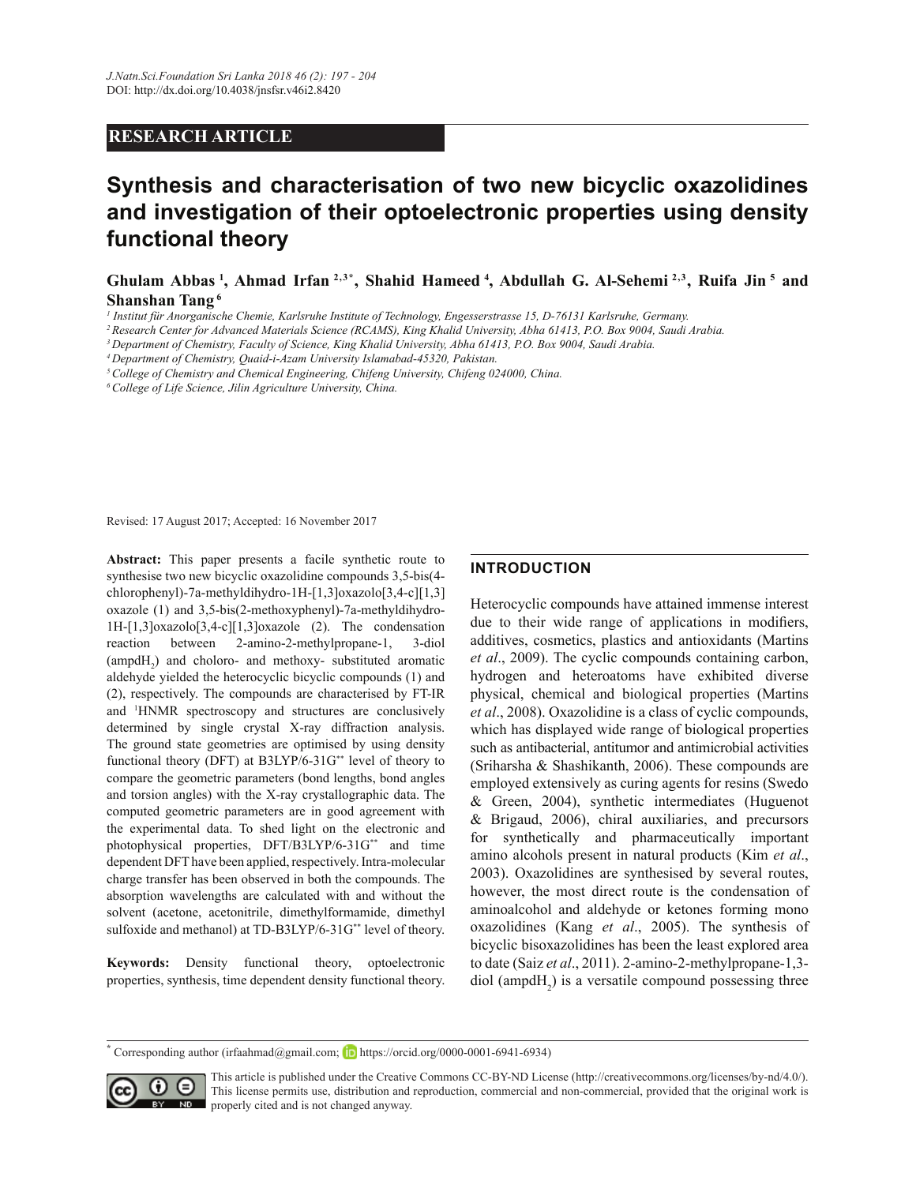RESEARCH ARTICLE

# Synthesis and characterisation of two new bicyclic oxazolidines and investigation of their optoelectronic properties using density functional theory

**Ghulam Abbas [1], Ahmad Irfan [2,3*], Shahid Hameed [4], Abdullah G. Al-Sehemi [2,3], Ruifa Jin [5] and Shanshan Tang [6]**

[1] *Institut für Anorganische Chemie, Karlsruhe Institute of Technology, Engesserstrasse 15, D-76131 Karlsruhe, Germany.*
[2] *Research Center for Advanced Materials Science (RCAMS), King Khalid University, Abha 61413, P.O. Box 9004, Saudi Arabia.*
[3] *Department of Chemistry, Faculty of Science, King Khalid University, Abha 61413, P.O. Box 9004, Saudi Arabia.*
[4] *Department of Chemistry, Quaid-i-Azam University Islamabad-45320, Pakistan.*
[5] *College of Chemistry and Chemical Engineering, Chifeng University, Chifeng 024000, China.*
[6] *College of Life Science, Jilin Agriculture University, China.*

Revised: 17 August 2017; Accepted: 16 November 2017

**Abstract:** This paper presents a facile synthetic route to synthesise two new bicyclic oxazolidine compounds 3,5-bis(4-chlorophenyl)-7a-methyldihydro-1H-[1,3]oxazolo[3,4-c][1,3]oxazole (1) and 3,5-bis(2-methoxyphenyl)-7a-methyldihydro-1H-[1,3]oxazolo[3,4-c][1,3]oxazole (2). The condensation reaction between 2-amino-2-methylpropane-1, 3-diol (ampd$H_2$) and choloro- and methoxy- substituted aromatic aldehyde yielded the heterocyclic bicyclic compounds (1) and (2), respectively. The compounds are characterised by FT-IR and $^1$HNMR spectroscopy and structures are conclusively determined by single crystal X-ray diffraction analysis. The ground state geometries are optimised by using density functional theory (DFT) at B3LYP/6-31G$^{**}$ level of theory to compare the geometric parameters (bond lengths, bond angles and torsion angles) with the X-ray crystallographic data. The computed geometric parameters are in good agreement with the experimental data. To shed light on the electronic and photophysical properties, DFT/B3LYP/6-31G$^{**}$ and time dependent DFT have been applied, respectively. Intra-molecular charge transfer has been observed in both the compounds. The absorption wavelengths are calculated with and without the solvent (acetone, acetonitrile, dimethylformamide, dimethyl sulfoxide and methanol) at TD-B3LYP/6-31G$^{**}$ level of theory.

**Keywords:** Density functional theory, optoelectronic properties, synthesis, time dependent density functional theory.

## INTRODUCTION

Heterocyclic compounds have attained immense interest due to their wide range of applications in modifiers, additives, cosmetics, plastics and antioxidants (Martins *et al*., 2009). The cyclic compounds containing carbon, hydrogen and heteroatoms have exhibited diverse physical, chemical and biological properties (Martins *et al*., 2008). Oxazolidine is a class of cyclic compounds, which has displayed wide range of biological properties such as antibacterial, antitumor and antimicrobial activities (Sriharsha & Shashikanth, 2006). These compounds are employed extensively as curing agents for resins (Swedo & Green, 2004), synthetic intermediates (Huguenot & Brigaud, 2006), chiral auxiliaries, and precursors for synthetically and pharmaceutically important amino alcohols present in natural products (Kim *et al*., 2003). Oxazolidines are synthesised by several routes, however, the most direct route is the condensation of aminoalcohol and aldehyde or ketones forming mono oxazolidines (Kang *et al*., 2005). The synthesis of bicyclic bisoxazolidines has been the least explored area to date (Saiz *et al*., 2011). 2-amino-2-methylpropane-1,3-diol (ampd$H_2$) is a versatile compound possessing three

* Corresponding author (irfaahmad@gmail.com; https://orcid.org/0000-0001-6941-6934)

This article is published under the Creative Commons CC-BY-ND License (http://creativecommons.org/licenses/by-nd/4.0/). This license permits use, distribution and reproduction, commercial and non-commercial, provided that the original work is properly cited and is not changed anyway.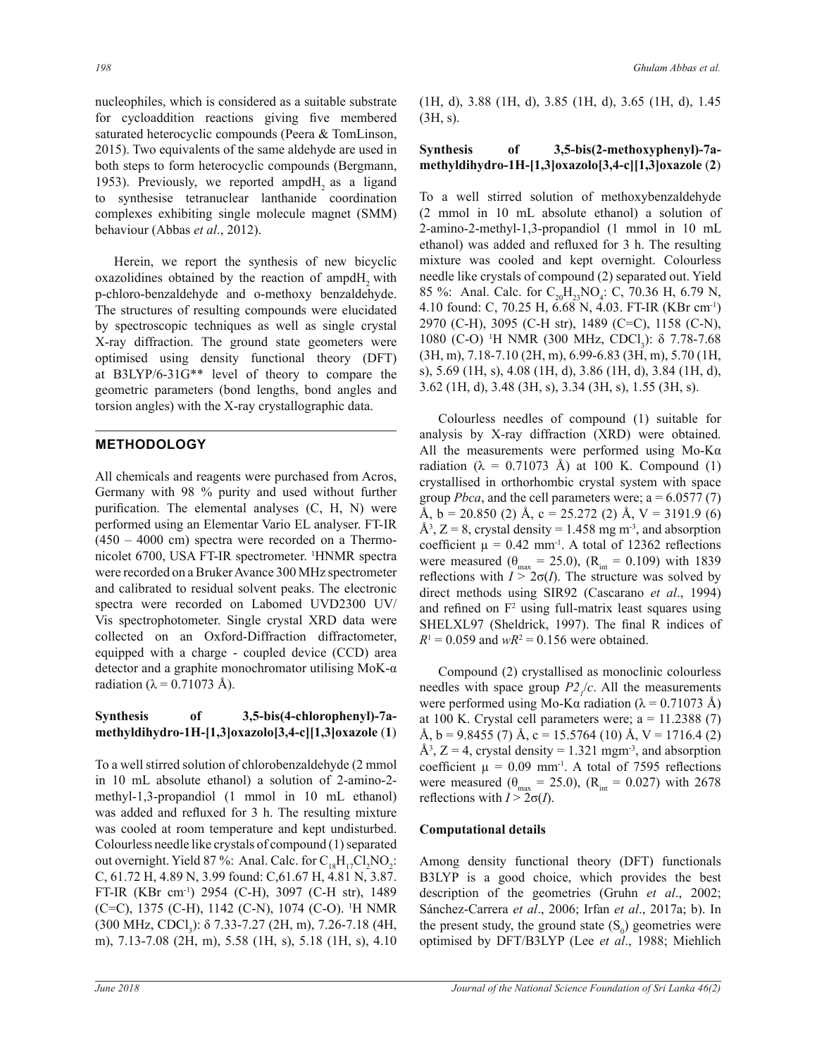nucleophiles, which is considered as a suitable substrate for cycloaddition reactions giving five membered saturated heterocyclic compounds (Peera & TomLinson, 2015). Two equivalents of the same aldehyde are used in both steps to form heterocyclic compounds (Bergmann, 1953). Previously, we reported ampd$H_2$ as a ligand to synthesise tetranuclear lanthanide coordination complexes exhibiting single molecule magnet (SMM) behaviour (Abbas *et al*., 2012).

Herein, we report the synthesis of new bicyclic oxazolidines obtained by the reaction of ampd$H_2$ with p-chloro-benzaldehyde and o-methoxy benzaldehyde. The structures of resulting compounds were elucidated by spectroscopic techniques as well as single crystal X-ray diffraction. The ground state geometries were optimised using density functional theory (DFT) at B3LYP/6-31G** level of theory to compare the geometric parameters (bond lengths, bond angles and torsion angles) with the X-ray crystallographic data.

## METHODOLOGY

All chemicals and reagents were purchased from Acros, Germany with 98 % purity and used without further purification. The elemental analyses (C, H, N) were performed using an Elementar Vario EL analyser. FT-IR (450 – 4000 cm) spectra were recorded on a Thermo-nicolet 6700, USA FT-IR spectrometer. $^1$HNMR spectra were recorded on a Bruker Avance 300 MHz spectrometer and calibrated to residual solvent peaks. The electronic spectra were recorded on Labomed UVD2300 UV/Vis spectrophotometer. Single crystal XRD data were collected on an Oxford-Diffraction diffractometer, equipped with a charge - coupled device (CCD) area detector and a graphite monochromator utilising MoK-α radiation (λ = 0.71073 Å).

### Synthesis of 3,5-bis(4-chlorophenyl)-7a-methyldihydro-1H-[1,3]oxazolo[3,4-c][1,3]oxazole (1)

To a well stirred solution of chlorobenzaldehyde (2 mmol in 10 mL absolute ethanol) a solution of 2-amino-2-methyl-1,3-propandiol (1 mmol in 10 mL ethanol) was added and refluxed for 3 h. The resulting mixture was cooled at room temperature and kept undisturbed. Colourless needle like crystals of compound (1) separated out overnight. Yield 87 %: Anal. Calc. for $C_{18}H_{17}Cl_2NO_2$: C, 61.72 H, 4.89 N, 3.99 found: C,61.67 H, 4.81 N, 3.87. FT-IR (KBr cm$^{-1}$) 2954 (C-H), 3097 (C-H str), 1489 (C=C), 1375 (C-H), 1142 (C-N), 1074 (C-O). $^1$H NMR (300 MHz, $CDCl_3$): δ 7.33-7.27 (2H, m), 7.26-7.18 (4H, m), 7.13-7.08 (2H, m), 5.58 (1H, s), 5.18 (1H, s), 4.10 (1H, d), 3.88 (1H, d), 3.85 (1H, d), 3.65 (1H, d), 1.45 (3H, s).

### Synthesis of 3,5-bis(2-methoxyphenyl)-7a-methyldihydro-1H-[1,3]oxazolo[3,4-c][1,3]oxazole (2)

To a well stirred solution of methoxybenzaldehyde (2 mmol in 10 mL absolute ethanol) a solution of 2-amino-2-methyl-1,3-propandiol (1 mmol in 10 mL ethanol) was added and refluxed for 3 h. The resulting mixture was cooled and kept overnight. Colourless needle like crystals of compound (2) separated out. Yield 85 %: Anal. Calc. for $C_{20}H_{23}NO_4$: C, 70.36 H, 6.79 N, 4.10 found: C, 70.25 H, 6.68 N, 4.03. FT-IR (KBr cm$^{-1}$) 2970 (C-H), 3095 (C-H str), 1489 (C=C), 1158 (C-N), 1080 (C-O) $^1$H NMR (300 MHz, $CDCl_3$): δ 7.78-7.68 (3H, m), 7.18-7.10 (2H, m), 6.99-6.83 (3H, m), 5.70 (1H, s), 5.69 (1H, s), 4.08 (1H, d), 3.86 (1H, d), 3.84 (1H, d), 3.62 (1H, d), 3.48 (3H, s), 3.34 (3H, s), 1.55 (3H, s).

Colourless needles of compound (1) suitable for analysis by X-ray diffraction (XRD) were obtained. All the measurements were performed using Mo-Kα radiation (λ = 0.71073 Å) at 100 K. Compound (1) crystallised in orthorhombic crystal system with space group *Pbca*, and the cell parameters were; a = 6.0577 (7) Å, b = 20.850 (2) Å, c = 25.272 (2) Å, V = 3191.9 (6) Å$^3$, Z = 8, crystal density = 1.458 mg m$^{-3}$, and absorption coefficient μ = 0.42 mm$^{-1}$. A total of 12362 reflections were measured ($\theta_{max}$ = 25.0), ($R_{int}$ = 0.109) with 1839 reflections with $I > 2\sigma(I)$. The structure was solved by direct methods using SIR92 (Cascarano *et al*., 1994) and refined on $F^2$ using full-matrix least squares using SHELXL97 (Sheldrick, 1997). The final R indices of $R^1$ = 0.059 and $wR^2$ = 0.156 were obtained.

Compound (2) crystallised as monoclinic colourless needles with space group $P2_1/c$. All the measurements were performed using Mo-Kα radiation (λ = 0.71073 Å) at 100 K. Crystal cell parameters were; a = 11.2388 (7) Å, b = 9.8455 (7) Å, c = 15.5764 (10) Å, V = 1716.4 (2) Å$^3$, Z = 4, crystal density = 1.321 mgm$^{-3}$, and absorption coefficient μ = 0.09 mm$^{-1}$. A total of 7595 reflections were measured ($\theta_{max}$ = 25.0), ($R_{int}$ = 0.027) with 2678 reflections with $I > 2\sigma(I)$.

### Computational details

Among density functional theory (DFT) functionals B3LYP is a good choice, which provides the best description of the geometries (Gruhn *et al*., 2002; Sánchez-Carrera *et al*., 2006; Irfan *et al*., 2017a; b). In the present study, the ground state ($S_0$) geometries were optimised by DFT/B3LYP (Lee *et al*., 1988; Miehlich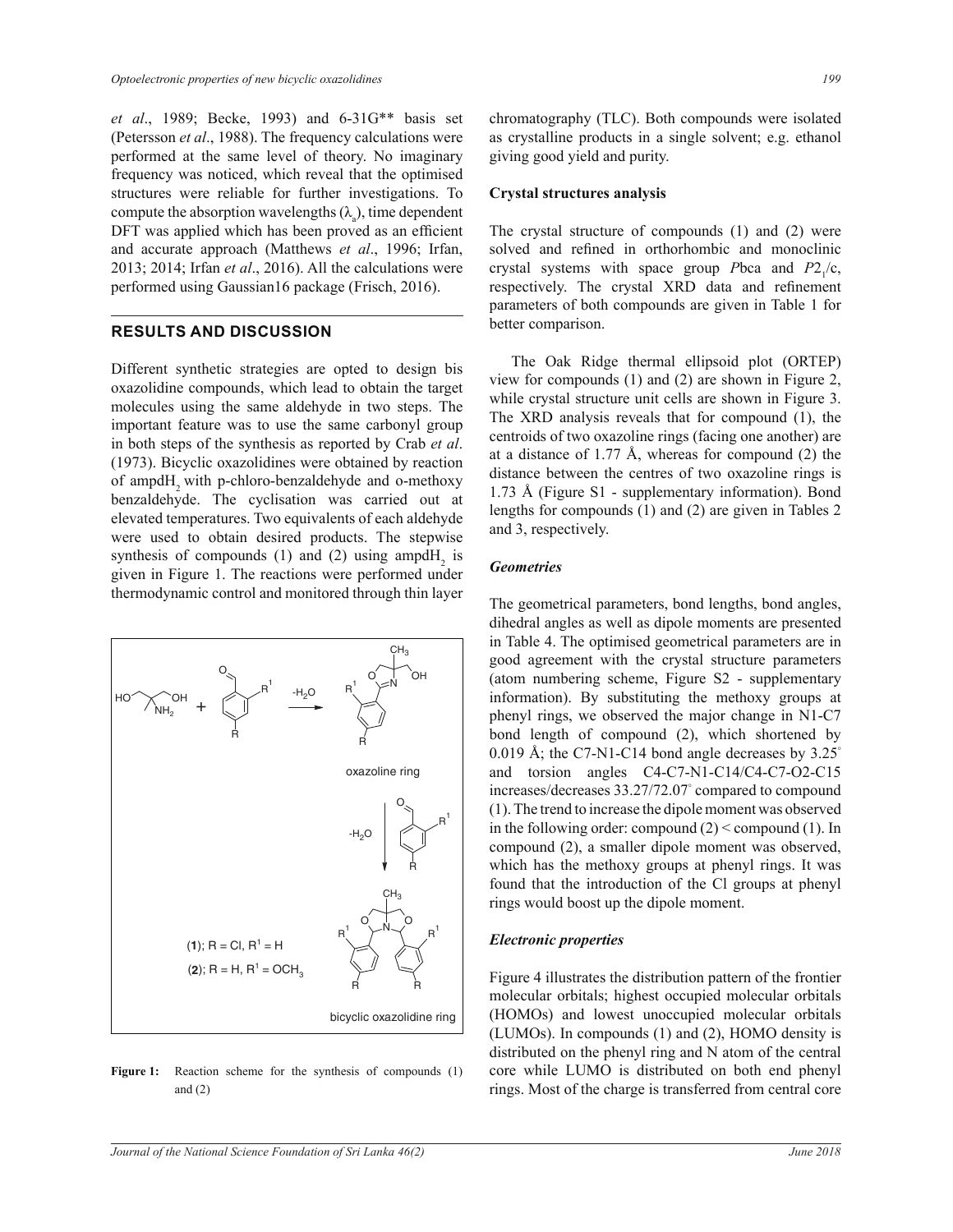*et al*., 1989; Becke, 1993) and 6-31G** basis set (Petersson *et al*., 1988). The frequency calculations were performed at the same level of theory. No imaginary frequency was noticed, which reveal that the optimised structures were reliable for further investigations. To compute the absorption wavelengths ($\lambda_a$), time dependent DFT was applied which has been proved as an efficient and accurate approach (Matthews *et al*., 1996; Irfan, 2013; 2014; Irfan *et al*., 2016). All the calculations were performed using Gaussian16 package (Frisch, 2016).

## RESULTS AND DISCUSSION

Different synthetic strategies are opted to design bis oxazolidine compounds, which lead to obtain the target molecules using the same aldehyde in two steps. The important feature was to use the same carbonyl group in both steps of the synthesis as reported by Crab *et al*. (1973). Bicyclic oxazolidines were obtained by reaction of ampd$H_2$ with p-chloro-benzaldehyde and o-methoxy benzaldehyde. The cyclisation was carried out at elevated temperatures. Two equivalents of each aldehyde were used to obtain desired products. The stepwise synthesis of compounds (1) and (2) using ampd$H_2$ is given in Figure 1. The reactions were performed under thermodynamic control and monitored through thin layer chromatography (TLC). Both compounds were isolated as crystalline products in a single solvent; e.g. ethanol giving good yield and purity.

**Figure 1:** Reaction scheme for the synthesis of compounds (1) and (2)

### Crystal structures analysis

The crystal structure of compounds (1) and (2) were solved and refined in orthorhombic and monoclinic crystal systems with space group *P*bca and $P2_1/c$, respectively. The crystal XRD data and refinement parameters of both compounds are given in Table 1 for better comparison.

The Oak Ridge thermal ellipsoid plot (ORTEP) view for compounds (1) and (2) are shown in Figure 2, while crystal structure unit cells are shown in Figure 3. The XRD analysis reveals that for compound (1), the centroids of two oxazoline rings (facing one another) are at a distance of 1.77 Å, whereas for compound (2) the distance between the centres of two oxazoline rings is 1.73 Å (Figure S1 - supplementary information). Bond lengths for compounds (1) and (2) are given in Tables 2 and 3, respectively.

### *Geometries*

The geometrical parameters, bond lengths, bond angles, dihedral angles as well as dipole moments are presented in Table 4. The optimised geometrical parameters are in good agreement with the crystal structure parameters (atom numbering scheme, Figure S2 - supplementary information). By substituting the methoxy groups at phenyl rings, we observed the major change in N1-C7 bond length of compound (2), which shortened by 0.019 Å; the C7-N1-C14 bond angle decreases by 3.25° and torsion angles C4-C7-N1-C14/C4-C7-O2-C15 increases/decreases 33.27/72.07° compared to compound (1). The trend to increase the dipole moment was observed in the following order: compound (2) < compound (1). In compound (2), a smaller dipole moment was observed, which has the methoxy groups at phenyl rings. It was found that the introduction of the Cl groups at phenyl rings would boost up the dipole moment.

### *Electronic properties*

Figure 4 illustrates the distribution pattern of the frontier molecular orbitals; highest occupied molecular orbitals (HOMOs) and lowest unoccupied molecular orbitals (LUMOs). In compounds (1) and (2), HOMO density is distributed on the phenyl ring and N atom of the central core while LUMO is distributed on both end phenyl rings. Most of the charge is transferred from central core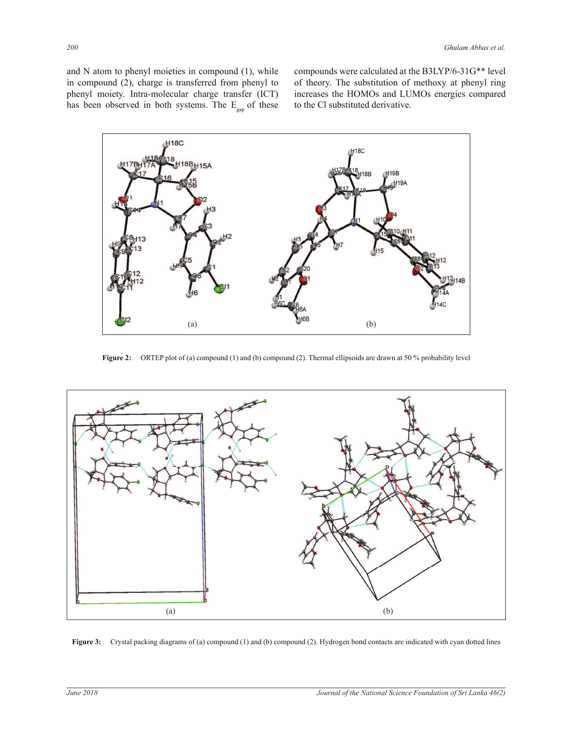and N atom to phenyl moieties in compound (1), while in compound (2), charge is transferred from phenyl to phenyl moiety. Intra-molecular charge transfer (ICT) has been observed in both systems. The $E_{gap}$ of these compounds were calculated at the B3LYP/6-31G** level of theory. The substitution of methoxy at phenyl ring increases the HOMOs and LUMOs energies compared to the Cl substituted derivative.

**Figure 2:** ORTEP plot of (a) compound (1) and (b) compound (2). Thermal ellipsoids are drawn at 50 % probability level

**Figure 3:** Crystal packing diagrams of (a) compound (1) and (b) compound (2). Hydrogen bond contacts are indicated with cyan dotted lines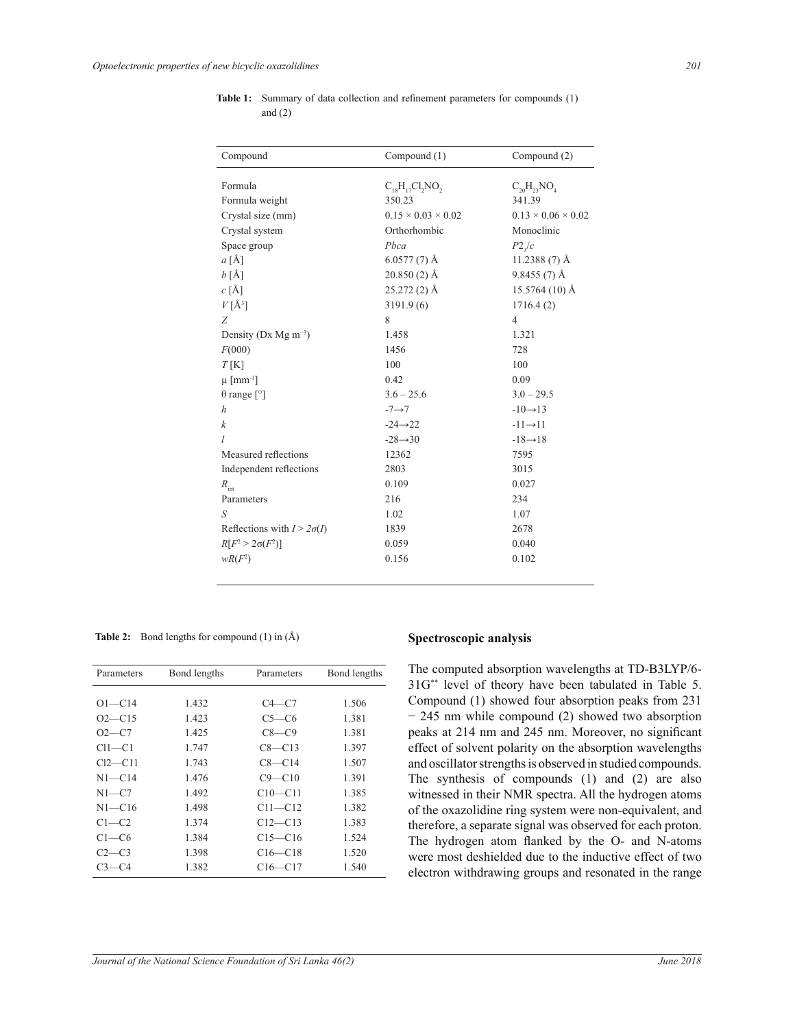**Table 1:** Summary of data collection and refinement parameters for compounds (1) and (2)

| Compound | Compound (1) | Compound (2) |
|---|---|---|
| Formula | $C_{18}H_{17}Cl_2NO_2$ | $C_{20}H_{23}NO_4$ |
| Formula weight | 350.23 | 341.39 |
| Crystal size (mm) | 0.15 × 0.03 × 0.02 | 0.13 × 0.06 × 0.02 |
| Crystal system | Orthorhombic | Monoclinic |
| Space group | *Pbca* | $P2_1/c$ |
| *a* [Å] | 6.0577 (7) Å | 11.2388 (7) Å |
| *b* [Å] | 20.850 (2) Å | 9.8455 (7) Å |
| *c* [Å] | 25.272 (2) Å | 15.5764 (10) Å |
| *V* [Å$^3$] | 3191.9 (6) | 1716.4 (2) |
| *Z* | 8 | 4 |
| Density (Dx Mg m$^{-3}$) | 1.458 | 1.321 |
| *F*(000) | 1456 | 728 |
| *T* [K] | 100 | 100 |
| μ [mm$^{-1}$] | 0.42 | 0.09 |
| θ range [°] | 3.6 – 25.6 | 3.0 – 29.5 |
| *h* | -7→7 | -10→13 |
| *k* | -24→22 | -11→11 |
| *l* | -28→30 | -18→18 |
| Measured reflections | 12362 | 7595 |
| Independent reflections | 2803 | 3015 |
| $R_{int}$ | 0.109 | 0.027 |
| Parameters | 216 | 234 |
| *S* | 1.02 | 1.07 |
| Reflections with $I > 2\sigma(I)$ | 1839 | 2678 |
| $R[F^2 > 2\sigma(F^2)]$ | 0.059 | 0.040 |
| $wR(F^2)$ | 0.156 | 0.102 |

**Table 2:** Bond lengths for compound (1) in (Å)

| Parameters | Bond lengths | Parameters | Bond lengths |
|---|---|---|---|
| O1—C14 | 1.432 | C4—C7 | 1.506 |
| O2—C15 | 1.423 | C5—C6 | 1.381 |
| O2—C7 | 1.425 | C8—C9 | 1.381 |
| Cl1—C1 | 1.747 | C8—C13 | 1.397 |
| Cl2—C11 | 1.743 | C8—C14 | 1.507 |
| N1—C14 | 1.476 | C9—C10 | 1.391 |
| N1—C7 | 1.492 | C10—C11 | 1.385 |
| N1—C16 | 1.498 | C11—C12 | 1.382 |
| C1—C2 | 1.374 | C12—C13 | 1.383 |
| C1—C6 | 1.384 | C15—C16 | 1.524 |
| C2—C3 | 1.398 | C16—C18 | 1.520 |
| C3—C4 | 1.382 | C16—C17 | 1.540 |

## Spectroscopic analysis

The computed absorption wavelengths at TD-B3LYP/6-31G** level of theory have been tabulated in Table 5. Compound (1) showed four absorption peaks from 231 − 245 nm while compound (2) showed two absorption peaks at 214 nm and 245 nm. Moreover, no significant effect of solvent polarity on the absorption wavelengths and oscillator strengths is observed in studied compounds. The synthesis of compounds (1) and (2) are also witnessed in their NMR spectra. All the hydrogen atoms of the oxazolidine ring system were non-equivalent, and therefore, a separate signal was observed for each proton. The hydrogen atom flanked by the O- and N-atoms were most deshielded due to the inductive effect of two electron withdrawing groups and resonated in the range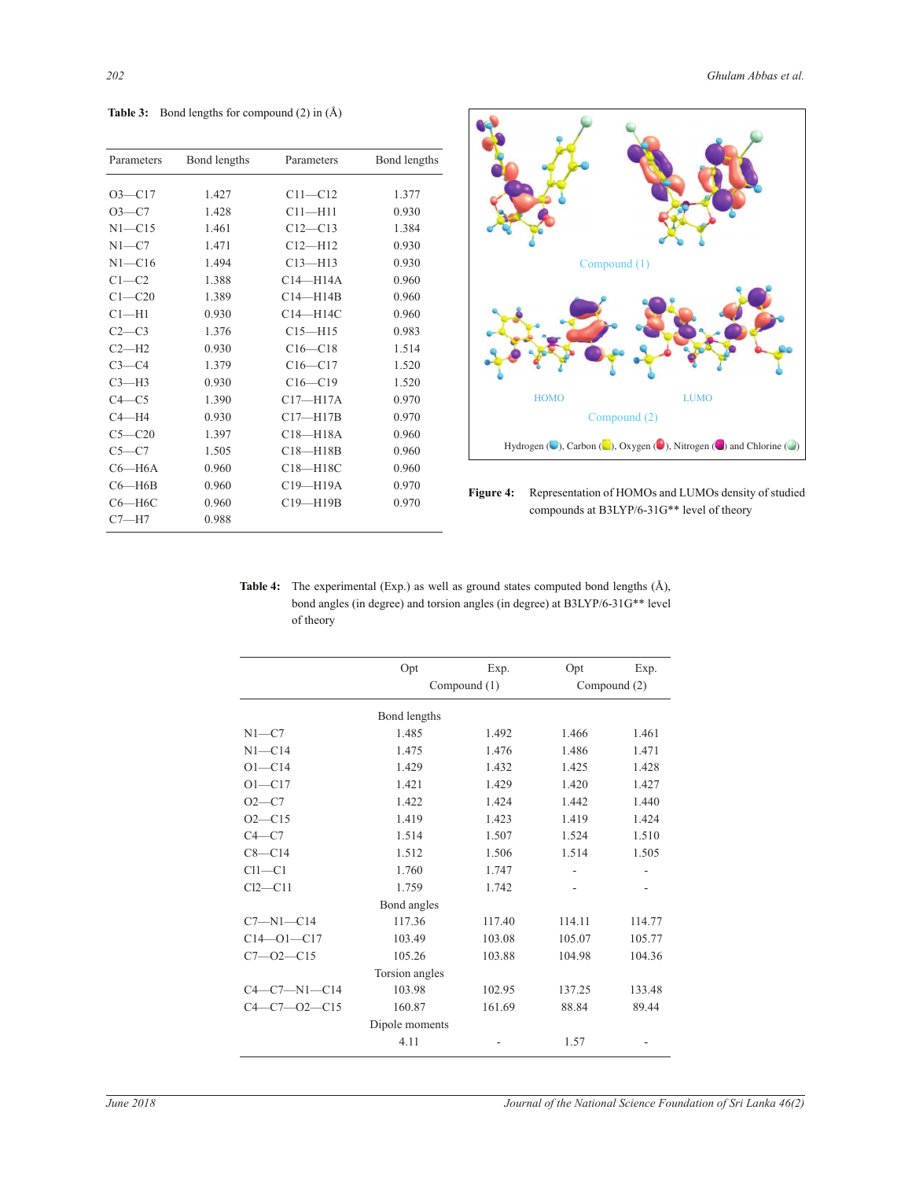**Table 3:** Bond lengths for compound (2) in (Å)

| Parameters | Bond lengths | Parameters | Bond lengths |
|---|---|---|---|
| O3—C17 | 1.427 | C11—C12 | 1.377 |
| O3—C7 | 1.428 | C11—H11 | 0.930 |
| N1—C15 | 1.461 | C12—C13 | 1.384 |
| N1—C7 | 1.471 | C12—H12 | 0.930 |
| N1—C16 | 1.494 | C13—H13 | 0.930 |
| C1—C2 | 1.388 | C14—H14A | 0.960 |
| C1—C20 | 1.389 | C14—H14B | 0.960 |
| C1—H1 | 0.930 | C14—H14C | 0.960 |
| C2—C3 | 1.376 | C15—H15 | 0.983 |
| C2—H2 | 0.930 | C16—C18 | 1.514 |
| C3—C4 | 1.379 | C16—C17 | 1.520 |
| C3—H3 | 0.930 | C16—C19 | 1.520 |
| C4—C5 | 1.390 | C17—H17A | 0.970 |
| C4—H4 | 0.930 | C17—H17B | 0.970 |
| C5—C20 | 1.397 | C18—H18A | 0.960 |
| C5—C7 | 1.505 | C18—H18B | 0.960 |
| C6—H6A | 0.960 | C18—H18C | 0.960 |
| C6—H6B | 0.960 | C19—H19A | 0.970 |
| C6—H6C | 0.960 | C19—H19B | 0.970 |
| C7—H7 | 0.988 | | |

Compound (1)

HOMO LUMO

Compound (2)

Hydrogen ( ), Carbon ( ), Oxygen ( ), Nitrogen ( ) and Chlorine ( )

**Figure 4:** Representation of HOMOs and LUMOs density of studied compounds at B3LYP/6-31G** level of theory

**Table 4:** The experimental (Exp.) as well as ground states computed bond lengths (Å), bond angles (in degree) and torsion angles (in degree) at B3LYP/6-31G** level of theory

| | Opt | Exp. | Opt | Exp. |
|---|---|---|---|---|
| | Compound (1) | | Compound (2) | |
| Bond lengths | | | | |
| N1—C7 | 1.485 | 1.492 | 1.466 | 1.461 |
| N1—C14 | 1.475 | 1.476 | 1.486 | 1.471 |
| O1—C14 | 1.429 | 1.432 | 1.425 | 1.428 |
| O1—C17 | 1.421 | 1.429 | 1.420 | 1.427 |
| O2—C7 | 1.422 | 1.424 | 1.442 | 1.440 |
| O2—C15 | 1.419 | 1.423 | 1.419 | 1.424 |
| C4—C7 | 1.514 | 1.507 | 1.524 | 1.510 |
| C8—C14 | 1.512 | 1.506 | 1.514 | 1.505 |
| Cl1—C1 | 1.760 | 1.747 | - | - |
| Cl2—C11 | 1.759 | 1.742 | - | - |
| Bond angles | | | | |
| C7—N1—C14 | 117.36 | 117.40 | 114.11 | 114.77 |
| C14—O1—C17 | 103.49 | 103.08 | 105.07 | 105.77 |
| C7—O2—C15 | 105.26 | 103.88 | 104.98 | 104.36 |
| Torsion angles | | | | |
| C4—C7—N1—C14 | 103.98 | 102.95 | 137.25 | 133.48 |
| C4—C7—O2—C15 | 160.87 | 161.69 | 88.84 | 89.44 |
| Dipole moments | | | | |
| | 4.11 | - | 1.57 | - |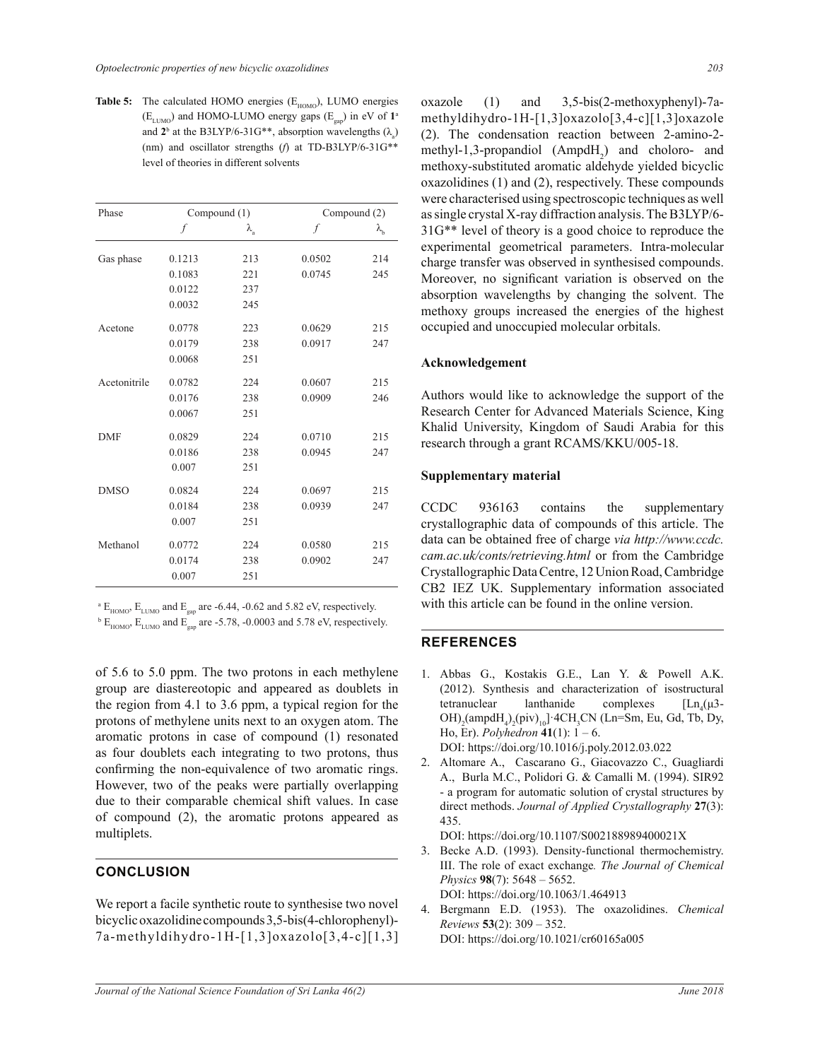**Table 5:** The calculated HOMO energies ($E_{HOMO}$), LUMO energies ($E_{LUMO}$) and HOMO-LUMO energy gaps ($E_{gap}$) in eV of **1**[a] and **2**[b] at the B3LYP/6-31G**, absorption wavelengths ($\lambda_a$) (nm) and oscillator strengths (*f*) at TD-B3LYP/6-31G** level of theories in different solvents

| Phase | Compound (1) | | Compound (2) | |
|---|---|---|---|---|
| | *f* | $\lambda_a$ | *f* | $\lambda_b$ |
| Gas phase | 0.1213 | 213 | 0.0502 | 214 |
| | 0.1083 | 221 | 0.0745 | 245 |
| | 0.0122 | 237 | | |
| | 0.0032 | 245 | | |
| Acetone | 0.0778 | 223 | 0.0629 | 215 |
| | 0.0179 | 238 | 0.0917 | 247 |
| | 0.0068 | 251 | | |
| Acetonitrile | 0.0782 | 224 | 0.0607 | 215 |
| | 0.0176 | 238 | 0.0909 | 246 |
| | 0.0067 | 251 | | |
| DMF | 0.0829 | 224 | 0.0710 | 215 |
| | 0.0186 | 238 | 0.0945 | 247 |
| | 0.007 | 251 | | |
| DMSO | 0.0824 | 224 | 0.0697 | 215 |
| | 0.0184 | 238 | 0.0939 | 247 |
| | 0.007 | 251 | | |
| Methanol | 0.0772 | 224 | 0.0580 | 215 |
| | 0.0174 | 238 | 0.0902 | 247 |
| | 0.007 | 251 | | |

[a] $E_{HOMO}$, $E_{LUMO}$ and $E_{gap}$ are -6.44, -0.62 and 5.82 eV, respectively.
[b] $E_{HOMO}$, $E_{LUMO}$ and $E_{gap}$ are -5.78, -0.0003 and 5.78 eV, respectively.

of 5.6 to 5.0 ppm. The two protons in each methylene group are diastereotopic and appeared as doublets in the region from 4.1 to 3.6 ppm, a typical region for the protons of methylene units next to an oxygen atom. The aromatic protons in case of compound (1) resonated as four doublets each integrating to two protons, thus confirming the non-equivalence of two aromatic rings. However, two of the peaks were partially overlapping due to their comparable chemical shift values. In case of compound (2), the aromatic protons appeared as multiplets.

## CONCLUSION

We report a facile synthetic route to synthesise two novel bicyclic oxazolidine compounds 3,5-bis(4-chlorophenyl)-7a-methyldihydro-1H-[1,3]oxazolo[3,4-c][1,3]oxazole (1) and 3,5-bis(2-methoxyphenyl)-7a-methyldihydro-1H-[1,3]oxazolo[3,4-c][1,3]oxazole (2). The condensation reaction between 2-amino-2-methyl-1,3-propandiol ($AmpdH_2$) and choloro- and methoxy-substituted aromatic aldehyde yielded bicyclic oxazolidines (1) and (2), respectively. These compounds were characterised using spectroscopic techniques as well as single crystal X-ray diffraction analysis. The B3LYP/6-31G** level of theory is a good choice to reproduce the experimental geometrical parameters. Intra-molecular charge transfer was observed in synthesised compounds. Moreover, no significant variation is observed on the absorption wavelengths by changing the solvent. The methoxy groups increased the energies of the highest occupied and unoccupied molecular orbitals.

### Acknowledgement

Authors would like to acknowledge the support of the Research Center for Advanced Materials Science, King Khalid University, Kingdom of Saudi Arabia for this research through a grant RCAMS/KKU/005-18.

### Supplementary material

CCDC 936163 contains the supplementary crystallographic data of compounds of this article. The data can be obtained free of charge *via http://www.ccdc.cam.ac.uk/conts/retrieving.html* or from the Cambridge Crystallographic Data Centre, 12 Union Road, Cambridge CB2 IEZ UK. Supplementary information associated with this article can be found in the online version.

## REFERENCES

1. Abbas G., Kostakis G.E., Lan Y. & Powell A.K. (2012). Synthesis and characterization of isostructural tetranuclear lanthanide complexes $[Ln_4(\mu3\text{-}OH)_2(ampdH_4)_2(piv)_{10}]\cdot 4CH_3CN$ (Ln=Sm, Eu, Gd, Tb, Dy, Ho, Er). *Polyhedron* **41**(1): 1 – 6.
   DOI: https://doi.org/10.1016/j.poly.2012.03.022
2. Altomare A., Cascarano G., Giacovazzo C., Guagliardi A., Burla M.C., Polidori G. & Camalli M. (1994). SIR92 - a program for automatic solution of crystal structures by direct methods. *Journal of Applied Crystallography* **27**(3): 435.
   DOI: https://doi.org/10.1107/S002188989400021X
3. Becke A.D. (1993). Density-functional thermochemistry. III. The role of exact exchange*. The Journal of Chemical Physics* **98**(7): 5648 – 5652.
   DOI: https://doi.org/10.1063/1.464913
4. Bergmann E.D. (1953). The oxazolidines. *Chemical Reviews* **53**(2): 309 – 352.
   DOI: https://doi.org/10.1021/cr60165a005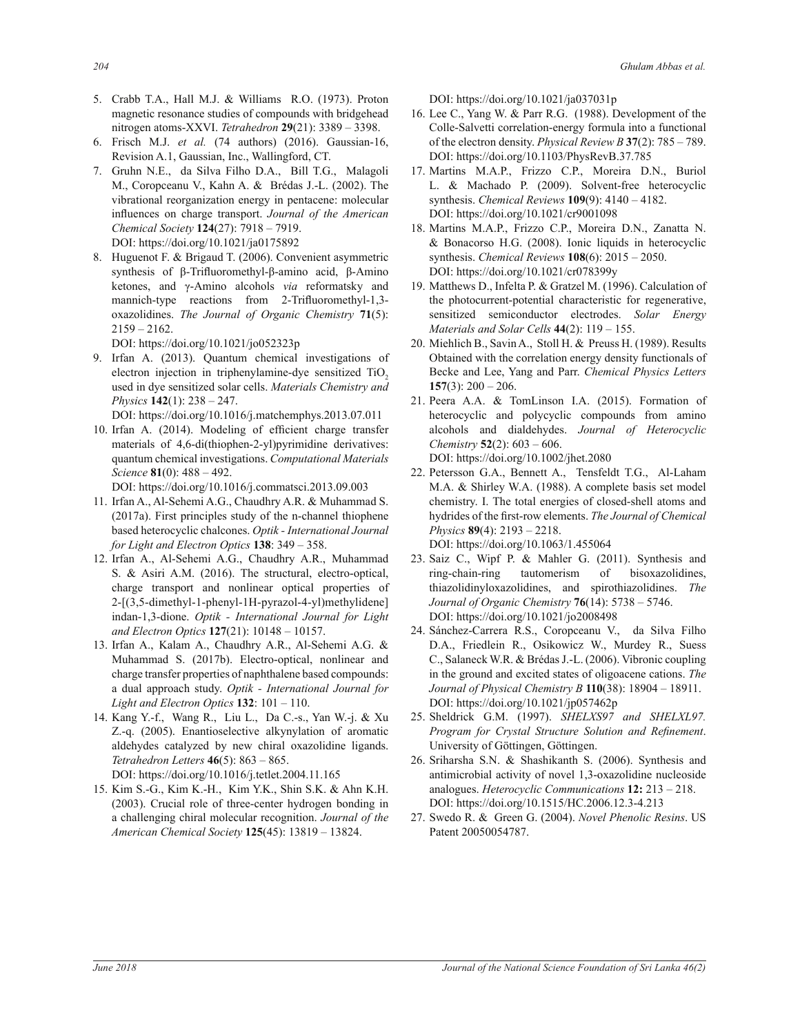5. Crabb T.A., Hall M.J. & Williams R.O. (1973). Proton magnetic resonance studies of compounds with bridgehead nitrogen atoms-XXVI. *Tetrahedron* **29**(21): 3389 – 3398.
6. Frisch M.J. *et al.* (74 authors) (2016). Gaussian-16, Revision A.1, Gaussian, Inc., Wallingford, CT.
7. Gruhn N.E., da Silva Filho D.A., Bill T.G., Malagoli M., Coropceanu V., Kahn A. & Brédas J.-L. (2002). The vibrational reorganization energy in pentacene: molecular influences on charge transport. *Journal of the American Chemical Society* **124**(27): 7918 – 7919. DOI: https://doi.org/10.1021/ja0175892
8. Huguenot F. & Brigaud T. (2006). Convenient asymmetric synthesis of β-Trifluoromethyl-β-amino acid, β-Amino ketones, and γ-Amino alcohols *via* reformatsky and mannich-type reactions from 2-Trifluoromethyl-1,3-oxazolidines. *The Journal of Organic Chemistry* **71**(5): 2159 – 2162. DOI: https://doi.org/10.1021/jo052323p
9. Irfan A. (2013). Quantum chemical investigations of electron injection in triphenylamine-dye sensitized $TiO_2$ used in dye sensitized solar cells. *Materials Chemistry and Physics* **142**(1): 238 – 247. DOI: https://doi.org/10.1016/j.matchemphys.2013.07.011
10. Irfan A. (2014). Modeling of efficient charge transfer materials of 4,6-di(thiophen-2-yl)pyrimidine derivatives: quantum chemical investigations. *Computational Materials Science* **81**(0): 488 – 492. DOI: https://doi.org/10.1016/j.commatsci.2013.09.003
11. Irfan A., Al-Sehemi A.G., Chaudhry A.R. & Muhammad S. (2017a). First principles study of the n-channel thiophene based heterocyclic chalcones. *Optik - International Journal for Light and Electron Optics* **138**: 349 – 358.
12. Irfan A., Al-Sehemi A.G., Chaudhry A.R., Muhammad S. & Asiri A.M. (2016). The structural, electro-optical, charge transport and nonlinear optical properties of 2-[(3,5-dimethyl-1-phenyl-1H-pyrazol-4-yl)methylidene] indan-1,3-dione. *Optik - International Journal for Light and Electron Optics* **127**(21): 10148 – 10157.
13. Irfan A., Kalam A., Chaudhry A.R., Al-Sehemi A.G. & Muhammad S. (2017b). Electro-optical, nonlinear and charge transfer properties of naphthalene based compounds: a dual approach study. *Optik - International Journal for Light and Electron Optics* **132**: 101 – 110.
14. Kang Y.-f., Wang R., Liu L., Da C.-s., Yan W.-j. & Xu Z.-q. (2005). Enantioselective alkynylation of aromatic aldehydes catalyzed by new chiral oxazolidine ligands. *Tetrahedron Letters* **46**(5): 863 – 865. DOI: https://doi.org/10.1016/j.tetlet.2004.11.165
15. Kim S.-G., Kim K.-H., Kim Y.K., Shin S.K. & Ahn K.H. (2003). Crucial role of three-center hydrogen bonding in a challenging chiral molecular recognition. *Journal of the American Chemical Society* **125**(45): 13819 – 13824. DOI: https://doi.org/10.1021/ja037031p
16. Lee C., Yang W. & Parr R.G. (1988). Development of the Colle-Salvetti correlation-energy formula into a functional of the electron density. *Physical Review B* **37**(2): 785 – 789. DOI: https://doi.org/10.1103/PhysRevB.37.785
17. Martins M.A.P., Frizzo C.P., Moreira D.N., Buriol L. & Machado P. (2009). Solvent-free heterocyclic synthesis. *Chemical Reviews* **109**(9): 4140 – 4182. DOI: https://doi.org/10.1021/cr9001098
18. Martins M.A.P., Frizzo C.P., Moreira D.N., Zanatta N. & Bonacorso H.G. (2008). Ionic liquids in heterocyclic synthesis. *Chemical Reviews* **108**(6): 2015 – 2050. DOI: https://doi.org/10.1021/cr078399y
19. Matthews D., Infelta P. & Gratzel M. (1996). Calculation of the photocurrent-potential characteristic for regenerative, sensitized semiconductor electrodes. *Solar Energy Materials and Solar Cells* **44**(2): 119 – 155.
20. Miehlich B., Savin A., Stoll H. & Preuss H. (1989). Results Obtained with the correlation energy density functionals of Becke and Lee, Yang and Parr. *Chemical Physics Letters* **157**(3): 200 – 206.
21. Peera A.A. & TomLinson I.A. (2015). Formation of heterocyclic and polycyclic compounds from amino alcohols and dialdehydes. *Journal of Heterocyclic Chemistry* **52**(2): 603 – 606. DOI: https://doi.org/10.1002/jhet.2080
22. Petersson G.A., Bennett A., Tensfeldt T.G., Al-Laham M.A. & Shirley W.A. (1988). A complete basis set model chemistry. I. The total energies of closed-shell atoms and hydrides of the first-row elements. *The Journal of Chemical Physics* **89**(4): 2193 – 2218. DOI: https://doi.org/10.1063/1.455064
23. Saiz C., Wipf P. & Mahler G. (2011). Synthesis and ring-chain-ring tautomerism of bisoxazolidines, thiazolidinyloxazolidines, and spirothiazolidines. *The Journal of Organic Chemistry* **76**(14): 5738 – 5746. DOI: https://doi.org/10.1021/jo2008498
24. Sánchez-Carrera R.S., Coropceanu V., da Silva Filho D.A., Friedlein R., Osikowicz W., Murdey R., Suess C., Salaneck W.R. & Brédas J.-L. (2006). Vibronic coupling in the ground and excited states of oligoacene cations. *The Journal of Physical Chemistry B* **110**(38): 18904 – 18911. DOI: https://doi.org/10.1021/jp057462p
25. Sheldrick G.M. (1997). *SHELXS97 and SHELXL97. Program for Crystal Structure Solution and Refinement*. University of Göttingen, Göttingen.
26. Sriharsha S.N. & Shashikanth S. (2006). Synthesis and antimicrobial activity of novel 1,3-oxazolidine nucleoside analogues. *Heterocyclic Communications* **12:** 213 – 218. DOI: https://doi.org/10.1515/HC.2006.12.3-4.213
27. Swedo R. & Green G. (2004). *Novel Phenolic Resins*. US Patent 20050054787.